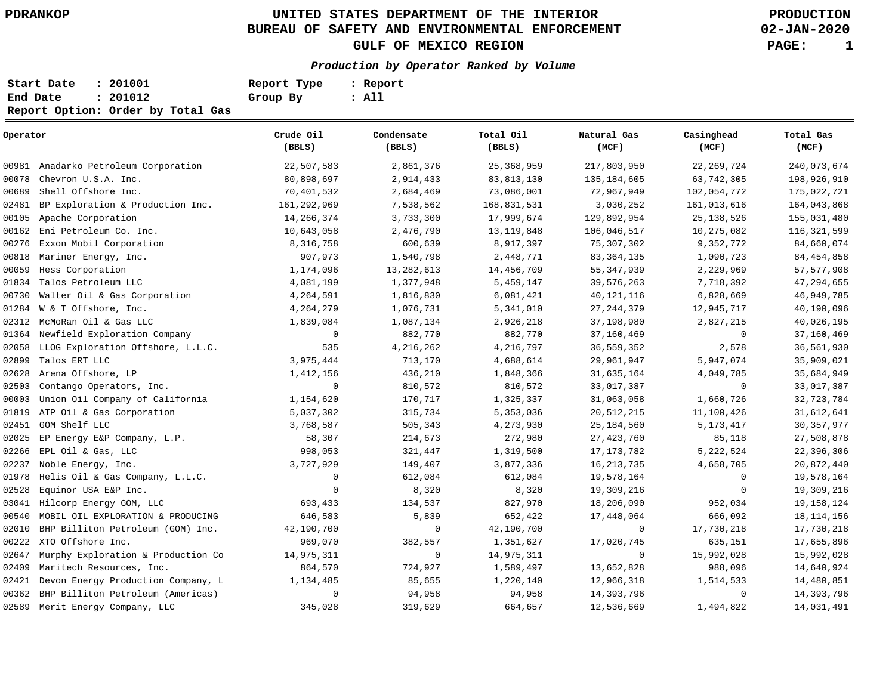# UNITED STATES DEPARTMENT OF THE INTERIOR
## BUREAU OF SAFETY AND ENVIRONMENTAL ENFORCEMENT
## GULF OF MEXICO REGION

PDRANKOP

PRODUCTION
02-JAN-2020

***Production by Operator Ranked by Volume***

**Start Date : 201001** | **Report Type : Report**
**End Date : 201012** | **Group By : All**
**Report Option: Order by Total Gas**

| Operator | Crude Oil (BBLS) | Condensate (BBLS) | Total Oil (BBLS) | Natural Gas (MCF) | Casinghead (MCF) | Total Gas (MCF) |
|---|---|---|---|---|---|---|
| 00981 Anadarko Petroleum Corporation | 22,507,583 | 2,861,376 | 25,368,959 | 217,803,950 | 22,269,724 | 240,073,674 |
| 00078 Chevron U.S.A. Inc. | 80,898,697 | 2,914,433 | 83,813,130 | 135,184,605 | 63,742,305 | 198,926,910 |
| 00689 Shell Offshore Inc. | 70,401,532 | 2,684,469 | 73,086,001 | 72,967,949 | 102,054,772 | 175,022,721 |
| 02481 BP Exploration & Production Inc. | 161,292,969 | 7,538,562 | 168,831,531 | 3,030,252 | 161,013,616 | 164,043,868 |
| 00105 Apache Corporation | 14,266,374 | 3,733,300 | 17,999,674 | 129,892,954 | 25,138,526 | 155,031,480 |
| 00162 Eni Petroleum Co. Inc. | 10,643,058 | 2,476,790 | 13,119,848 | 106,046,517 | 10,275,082 | 116,321,599 |
| 00276 Exxon Mobil Corporation | 8,316,758 | 600,639 | 8,917,397 | 75,307,302 | 9,352,772 | 84,660,074 |
| 00818 Mariner Energy, Inc. | 907,973 | 1,540,798 | 2,448,771 | 83,364,135 | 1,090,723 | 84,454,858 |
| 00059 Hess Corporation | 1,174,096 | 13,282,613 | 14,456,709 | 55,347,939 | 2,229,969 | 57,577,908 |
| 01834 Talos Petroleum LLC | 4,081,199 | 1,377,948 | 5,459,147 | 39,576,263 | 7,718,392 | 47,294,655 |
| 00730 Walter Oil & Gas Corporation | 4,264,591 | 1,816,830 | 6,081,421 | 40,121,116 | 6,828,669 | 46,949,785 |
| 01284 W & T Offshore, Inc. | 4,264,279 | 1,076,731 | 5,341,010 | 27,244,379 | 12,945,717 | 40,190,096 |
| 02312 McMoRan Oil & Gas LLC | 1,839,084 | 1,087,134 | 2,926,218 | 37,198,980 | 2,827,215 | 40,026,195 |
| 01364 Newfield Exploration Company | 0 | 882,770 | 882,770 | 37,160,469 | 0 | 37,160,469 |
| 02058 LLOG Exploration Offshore, L.L.C. | 535 | 4,216,262 | 4,216,797 | 36,559,352 | 2,578 | 36,561,930 |
| 02899 Talos ERT LLC | 3,975,444 | 713,170 | 4,688,614 | 29,961,947 | 5,947,074 | 35,909,021 |
| 02628 Arena Offshore, LP | 1,412,156 | 436,210 | 1,848,366 | 31,635,164 | 4,049,785 | 35,684,949 |
| 02503 Contango Operators, Inc. | 0 | 810,572 | 810,572 | 33,017,387 | 0 | 33,017,387 |
| 00003 Union Oil Company of California | 1,154,620 | 170,717 | 1,325,337 | 31,063,058 | 1,660,726 | 32,723,784 |
| 01819 ATP Oil & Gas Corporation | 5,037,302 | 315,734 | 5,353,036 | 20,512,215 | 11,100,426 | 31,612,641 |
| 02451 GOM Shelf LLC | 3,768,587 | 505,343 | 4,273,930 | 25,184,560 | 5,173,417 | 30,357,977 |
| 02025 EP Energy E&P Company, L.P. | 58,307 | 214,673 | 272,980 | 27,423,760 | 85,118 | 27,508,878 |
| 02266 EPL Oil & Gas, LLC | 998,053 | 321,447 | 1,319,500 | 17,173,782 | 5,222,524 | 22,396,306 |
| 02237 Noble Energy, Inc. | 3,727,929 | 149,407 | 3,877,336 | 16,213,735 | 4,658,705 | 20,872,440 |
| 01978 Helis Oil & Gas Company, L.L.C. | 0 | 612,084 | 612,084 | 19,578,164 | 0 | 19,578,164 |
| 02528 Equinor USA E&P Inc. | 0 | 8,320 | 8,320 | 19,309,216 | 0 | 19,309,216 |
| 03041 Hilcorp Energy GOM, LLC | 693,433 | 134,537 | 827,970 | 18,206,090 | 952,034 | 19,158,124 |
| 00540 MOBIL OIL EXPLORATION & PRODUCING | 646,583 | 5,839 | 652,422 | 17,448,064 | 666,092 | 18,114,156 |
| 02010 BHP Billiton Petroleum (GOM) Inc. | 42,190,700 | 0 | 42,190,700 | 0 | 17,730,218 | 17,730,218 |
| 00222 XTO Offshore Inc. | 969,070 | 382,557 | 1,351,627 | 17,020,745 | 635,151 | 17,655,896 |
| 02647 Murphy Exploration & Production Co | 14,975,311 | 0 | 14,975,311 | 0 | 15,992,028 | 15,992,028 |
| 02409 Maritech Resources, Inc. | 864,570 | 724,927 | 1,589,497 | 13,652,828 | 988,096 | 14,640,924 |
| 02421 Devon Energy Production Company, L | 1,134,485 | 85,655 | 1,220,140 | 12,966,318 | 1,514,533 | 14,480,851 |
| 00362 BHP Billiton Petroleum (Americas) | 0 | 94,958 | 94,958 | 14,393,796 | 0 | 14,393,796 |
| 02589 Merit Energy Company, LLC | 345,028 | 319,629 | 664,657 | 12,536,669 | 1,494,822 | 14,031,491 |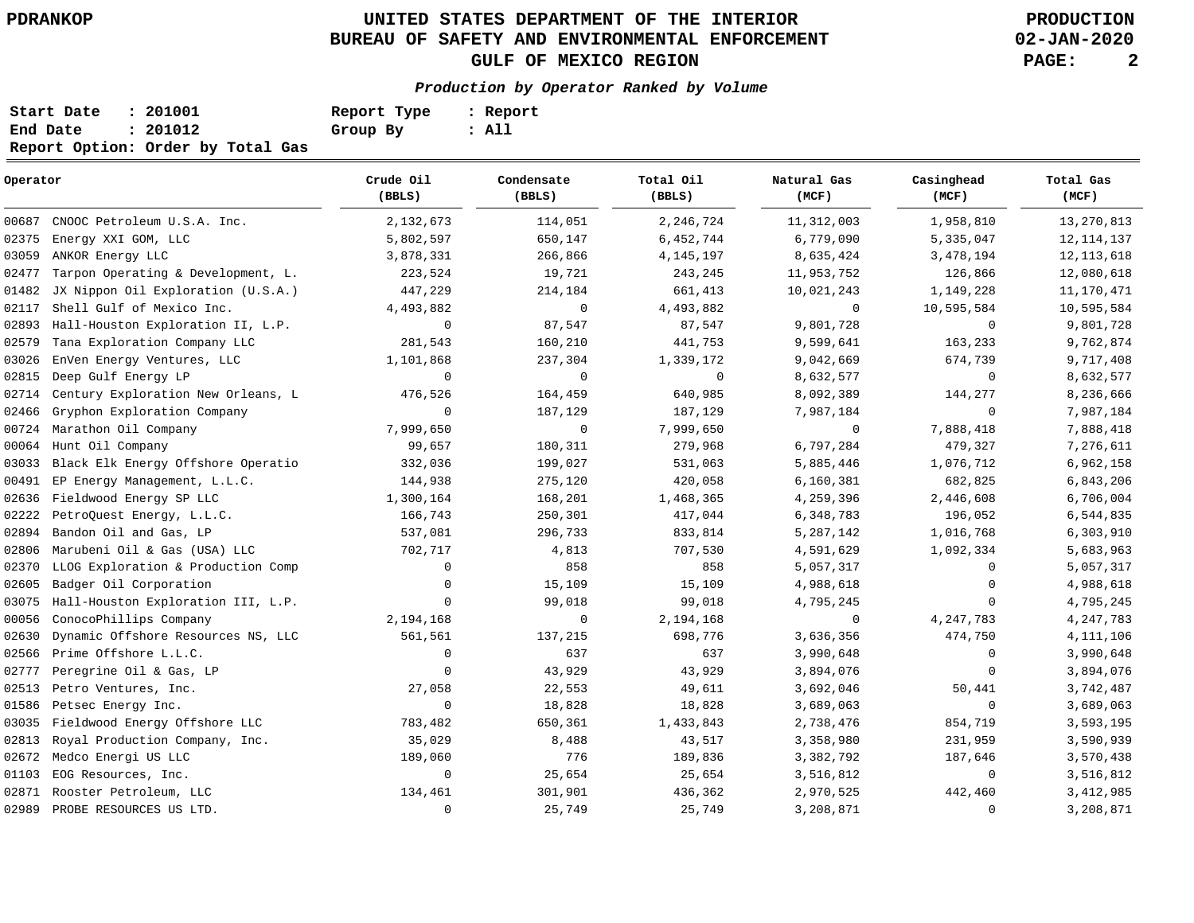# UNITED STATES DEPARTMENT OF THE INTERIOR
# BUREAU OF SAFETY AND ENVIRONMENTAL ENFORCEMENT
# GULF OF MEXICO REGION

PDRANKOP

PRODUCTION
02-JAN-2020

***Production by Operator Ranked by Volume***

**Start Date : 201001** **Report Type : Report**
**End Date : 201012** **Group By : All**
**Report Option: Order by Total Gas**

| Operator | Crude Oil (BBLS) | Condensate (BBLS) | Total Oil (BBLS) | Natural Gas (MCF) | Casinghead (MCF) | Total Gas (MCF) |
|---|---|---|---|---|---|---|
| 00687 CNOOC Petroleum U.S.A. Inc. | 2,132,673 | 114,051 | 2,246,724 | 11,312,003 | 1,958,810 | 13,270,813 |
| 02375 Energy XXI GOM, LLC | 5,802,597 | 650,147 | 6,452,744 | 6,779,090 | 5,335,047 | 12,114,137 |
| 03059 ANKOR Energy LLC | 3,878,331 | 266,866 | 4,145,197 | 8,635,424 | 3,478,194 | 12,113,618 |
| 02477 Tarpon Operating & Development, L. | 223,524 | 19,721 | 243,245 | 11,953,752 | 126,866 | 12,080,618 |
| 01482 JX Nippon Oil Exploration (U.S.A.) | 447,229 | 214,184 | 661,413 | 10,021,243 | 1,149,228 | 11,170,471 |
| 02117 Shell Gulf of Mexico Inc. | 4,493,882 | 0 | 4,493,882 | 0 | 10,595,584 | 10,595,584 |
| 02893 Hall-Houston Exploration II, L.P. | 0 | 87,547 | 87,547 | 9,801,728 | 0 | 9,801,728 |
| 02579 Tana Exploration Company LLC | 281,543 | 160,210 | 441,753 | 9,599,641 | 163,233 | 9,762,874 |
| 03026 EnVen Energy Ventures, LLC | 1,101,868 | 237,304 | 1,339,172 | 9,042,669 | 674,739 | 9,717,408 |
| 02815 Deep Gulf Energy LP | 0 | 0 | 0 | 8,632,577 | 0 | 8,632,577 |
| 02714 Century Exploration New Orleans, L | 476,526 | 164,459 | 640,985 | 8,092,389 | 144,277 | 8,236,666 |
| 02466 Gryphon Exploration Company | 0 | 187,129 | 187,129 | 7,987,184 | 0 | 7,987,184 |
| 00724 Marathon Oil Company | 7,999,650 | 0 | 7,999,650 | 0 | 7,888,418 | 7,888,418 |
| 00064 Hunt Oil Company | 99,657 | 180,311 | 279,968 | 6,797,284 | 479,327 | 7,276,611 |
| 03033 Black Elk Energy Offshore Operatio | 332,036 | 199,027 | 531,063 | 5,885,446 | 1,076,712 | 6,962,158 |
| 00491 EP Energy Management, L.L.C. | 144,938 | 275,120 | 420,058 | 6,160,381 | 682,825 | 6,843,206 |
| 02636 Fieldwood Energy SP LLC | 1,300,164 | 168,201 | 1,468,365 | 4,259,396 | 2,446,608 | 6,706,004 |
| 02222 PetroQuest Energy, L.L.C. | 166,743 | 250,301 | 417,044 | 6,348,783 | 196,052 | 6,544,835 |
| 02894 Bandon Oil and Gas, LP | 537,081 | 296,733 | 833,814 | 5,287,142 | 1,016,768 | 6,303,910 |
| 02806 Marubeni Oil & Gas (USA) LLC | 702,717 | 4,813 | 707,530 | 4,591,629 | 1,092,334 | 5,683,963 |
| 02370 LLOG Exploration & Production Comp | 0 | 858 | 858 | 5,057,317 | 0 | 5,057,317 |
| 02605 Badger Oil Corporation | 0 | 15,109 | 15,109 | 4,988,618 | 0 | 4,988,618 |
| 03075 Hall-Houston Exploration III, L.P. | 0 | 99,018 | 99,018 | 4,795,245 | 0 | 4,795,245 |
| 00056 ConocoPhillips Company | 2,194,168 | 0 | 2,194,168 | 0 | 4,247,783 | 4,247,783 |
| 02630 Dynamic Offshore Resources NS, LLC | 561,561 | 137,215 | 698,776 | 3,636,356 | 474,750 | 4,111,106 |
| 02566 Prime Offshore L.L.C. | 0 | 637 | 637 | 3,990,648 | 0 | 3,990,648 |
| 02777 Peregrine Oil & Gas, LP | 0 | 43,929 | 43,929 | 3,894,076 | 0 | 3,894,076 |
| 02513 Petro Ventures, Inc. | 27,058 | 22,553 | 49,611 | 3,692,046 | 50,441 | 3,742,487 |
| 01586 Petsec Energy Inc. | 0 | 18,828 | 18,828 | 3,689,063 | 0 | 3,689,063 |
| 03035 Fieldwood Energy Offshore LLC | 783,482 | 650,361 | 1,433,843 | 2,738,476 | 854,719 | 3,593,195 |
| 02813 Royal Production Company, Inc. | 35,029 | 8,488 | 43,517 | 3,358,980 | 231,959 | 3,590,939 |
| 02672 Medco Energi US LLC | 189,060 | 776 | 189,836 | 3,382,792 | 187,646 | 3,570,438 |
| 01103 EOG Resources, Inc. | 0 | 25,654 | 25,654 | 3,516,812 | 0 | 3,516,812 |
| 02871 Rooster Petroleum, LLC | 134,461 | 301,901 | 436,362 | 2,970,525 | 442,460 | 3,412,985 |
| 02989 PROBE RESOURCES US LTD. | 0 | 25,749 | 25,749 | 3,208,871 | 0 | 3,208,871 |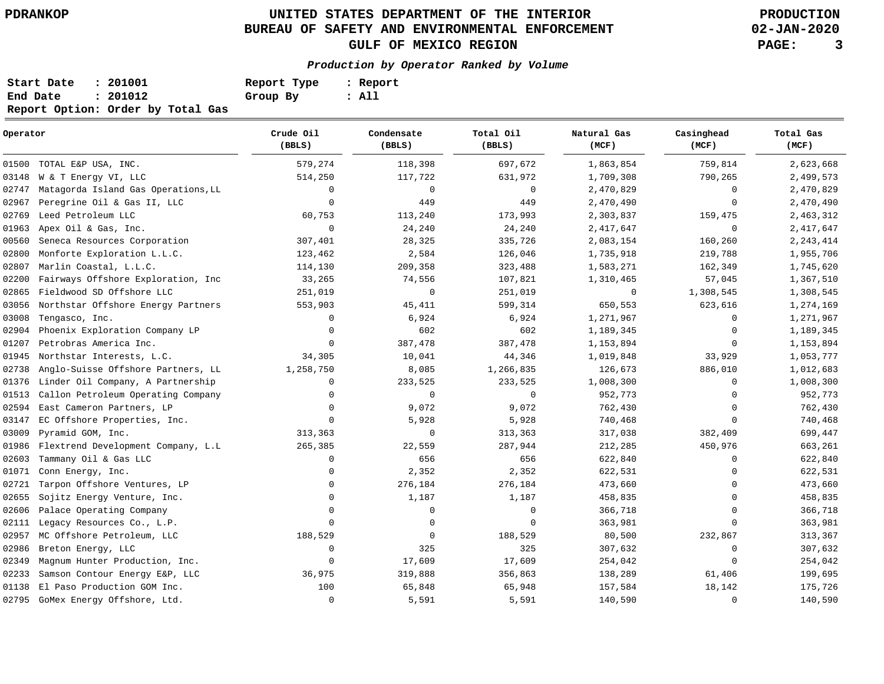# UNITED STATES DEPARTMENT OF THE INTERIOR
## BUREAU OF SAFETY AND ENVIRONMENTAL ENFORCEMENT
## GULF OF MEXICO REGION

PDRANKOP

PRODUCTION
02-JAN-2020

***Production by Operator Ranked by Volume***

**Start Date : 201001**
**End Date : 201012**
**Report Option: Order by Total Gas**

**Report Type : Report**
**Group By : All**

| Operator | Crude Oil (BBLS) | Condensate (BBLS) | Total Oil (BBLS) | Natural Gas (MCF) | Casinghead (MCF) | Total Gas (MCF) |
|---|---|---|---|---|---|---|
| 01500 TOTAL E&P USA, INC. | 579,274 | 118,398 | 697,672 | 1,863,854 | 759,814 | 2,623,668 |
| 03148 W & T Energy VI, LLC | 514,250 | 117,722 | 631,972 | 1,709,308 | 790,265 | 2,499,573 |
| 02747 Matagorda Island Gas Operations,LL | 0 | 0 | 0 | 2,470,829 | 0 | 2,470,829 |
| 02967 Peregrine Oil & Gas II, LLC | 0 | 449 | 449 | 2,470,490 | 0 | 2,470,490 |
| 02769 Leed Petroleum LLC | 60,753 | 113,240 | 173,993 | 2,303,837 | 159,475 | 2,463,312 |
| 01963 Apex Oil & Gas, Inc. | 0 | 24,240 | 24,240 | 2,417,647 | 0 | 2,417,647 |
| 00560 Seneca Resources Corporation | 307,401 | 28,325 | 335,726 | 2,083,154 | 160,260 | 2,243,414 |
| 02800 Monforte Exploration L.L.C. | 123,462 | 2,584 | 126,046 | 1,735,918 | 219,788 | 1,955,706 |
| 02807 Marlin Coastal, L.L.C. | 114,130 | 209,358 | 323,488 | 1,583,271 | 162,349 | 1,745,620 |
| 02200 Fairways Offshore Exploration, Inc | 33,265 | 74,556 | 107,821 | 1,310,465 | 57,045 | 1,367,510 |
| 02865 Fieldwood SD Offshore LLC | 251,019 | 0 | 251,019 | 0 | 1,308,545 | 1,308,545 |
| 03056 Northstar Offshore Energy Partners | 553,903 | 45,411 | 599,314 | 650,553 | 623,616 | 1,274,169 |
| 03008 Tengasco, Inc. | 0 | 6,924 | 6,924 | 1,271,967 | 0 | 1,271,967 |
| 02904 Phoenix Exploration Company LP | 0 | 602 | 602 | 1,189,345 | 0 | 1,189,345 |
| 01207 Petrobras America Inc. | 0 | 387,478 | 387,478 | 1,153,894 | 0 | 1,153,894 |
| 01945 Northstar Interests, L.C. | 34,305 | 10,041 | 44,346 | 1,019,848 | 33,929 | 1,053,777 |
| 02738 Anglo-Suisse Offshore Partners, LL | 1,258,750 | 8,085 | 1,266,835 | 126,673 | 886,010 | 1,012,683 |
| 01376 Linder Oil Company, A Partnership | 0 | 233,525 | 233,525 | 1,008,300 | 0 | 1,008,300 |
| 01513 Callon Petroleum Operating Company | 0 | 0 | 0 | 952,773 | 0 | 952,773 |
| 02594 East Cameron Partners, LP | 0 | 9,072 | 9,072 | 762,430 | 0 | 762,430 |
| 03147 EC Offshore Properties, Inc. | 0 | 5,928 | 5,928 | 740,468 | 0 | 740,468 |
| 03009 Pyramid GOM, Inc. | 313,363 | 0 | 313,363 | 317,038 | 382,409 | 699,447 |
| 01986 Flextrend Development Company, L.L | 265,385 | 22,559 | 287,944 | 212,285 | 450,976 | 663,261 |
| 02603 Tammany Oil & Gas LLC | 0 | 656 | 656 | 622,840 | 0 | 622,840 |
| 01071 Conn Energy, Inc. | 0 | 2,352 | 2,352 | 622,531 | 0 | 622,531 |
| 02721 Tarpon Offshore Ventures, LP | 0 | 276,184 | 276,184 | 473,660 | 0 | 473,660 |
| 02655 Sojitz Energy Venture, Inc. | 0 | 1,187 | 1,187 | 458,835 | 0 | 458,835 |
| 02606 Palace Operating Company | 0 | 0 | 0 | 366,718 | 0 | 366,718 |
| 02111 Legacy Resources Co., L.P. | 0 | 0 | 0 | 363,981 | 0 | 363,981 |
| 02957 MC Offshore Petroleum, LLC | 188,529 | 0 | 188,529 | 80,500 | 232,867 | 313,367 |
| 02986 Breton Energy, LLC | 0 | 325 | 325 | 307,632 | 0 | 307,632 |
| 02349 Magnum Hunter Production, Inc. | 0 | 17,609 | 17,609 | 254,042 | 0 | 254,042 |
| 02233 Samson Contour Energy E&P, LLC | 36,975 | 319,888 | 356,863 | 138,289 | 61,406 | 199,695 |
| 01138 El Paso Production GOM Inc. | 100 | 65,848 | 65,948 | 157,584 | 18,142 | 175,726 |
| 02795 GoMex Energy Offshore, Ltd. | 0 | 5,591 | 5,591 | 140,590 | 0 | 140,590 |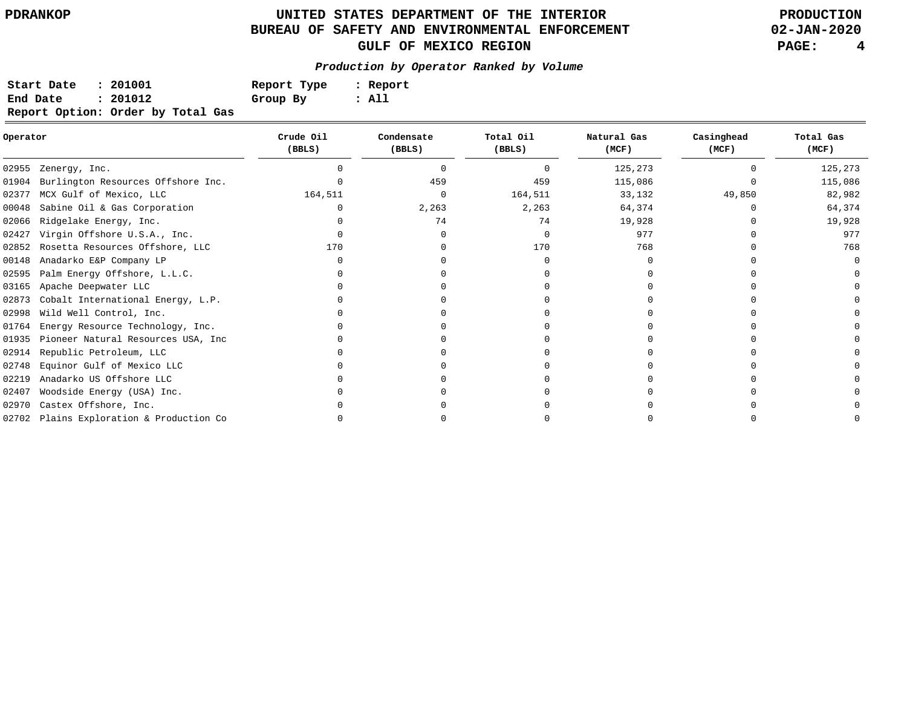PDRANKOP

# UNITED STATES DEPARTMENT OF THE INTERIOR
## BUREAU OF SAFETY AND ENVIRONMENTAL ENFORCEMENT
## GULF OF MEXICO REGION

PRODUCTION
02-JAN-2020

***Production by Operator Ranked by Volume***

**Start Date : 201001** **Report Type : Report**
**End Date : 201012** **Group By : All**
**Report Option: Order by Total Gas**

| Operator | Crude Oil (BBLS) | Condensate (BBLS) | Total Oil (BBLS) | Natural Gas (MCF) | Casinghead (MCF) | Total Gas (MCF) |
|---|---|---|---|---|---|---|
| 02955 Zenergy, Inc. | 0 | 0 | 0 | 125,273 | 0 | 125,273 |
| 01904 Burlington Resources Offshore Inc. | 0 | 459 | 459 | 115,086 | 0 | 115,086 |
| 02377 MCX Gulf of Mexico, LLC | 164,511 | 0 | 164,511 | 33,132 | 49,850 | 82,982 |
| 00048 Sabine Oil & Gas Corporation | 0 | 2,263 | 2,263 | 64,374 | 0 | 64,374 |
| 02066 Ridgelake Energy, Inc. | 0 | 74 | 74 | 19,928 | 0 | 19,928 |
| 02427 Virgin Offshore U.S.A., Inc. | 0 | 0 | 0 | 977 | 0 | 977 |
| 02852 Rosetta Resources Offshore, LLC | 170 | 0 | 170 | 768 | 0 | 768 |
| 00148 Anadarko E&P Company LP | 0 | 0 | 0 | 0 | 0 | 0 |
| 02595 Palm Energy Offshore, L.L.C. | 0 | 0 | 0 | 0 | 0 | 0 |
| 03165 Apache Deepwater LLC | 0 | 0 | 0 | 0 | 0 | 0 |
| 02873 Cobalt International Energy, L.P. | 0 | 0 | 0 | 0 | 0 | 0 |
| 02998 Wild Well Control, Inc. | 0 | 0 | 0 | 0 | 0 | 0 |
| 01764 Energy Resource Technology, Inc. | 0 | 0 | 0 | 0 | 0 | 0 |
| 01935 Pioneer Natural Resources USA, Inc | 0 | 0 | 0 | 0 | 0 | 0 |
| 02914 Republic Petroleum, LLC | 0 | 0 | 0 | 0 | 0 | 0 |
| 02748 Equinor Gulf of Mexico LLC | 0 | 0 | 0 | 0 | 0 | 0 |
| 02219 Anadarko US Offshore LLC | 0 | 0 | 0 | 0 | 0 | 0 |
| 02407 Woodside Energy (USA) Inc. | 0 | 0 | 0 | 0 | 0 | 0 |
| 02970 Castex Offshore, Inc. | 0 | 0 | 0 | 0 | 0 | 0 |
| 02702 Plains Exploration & Production Co | 0 | 0 | 0 | 0 | 0 | 0 |